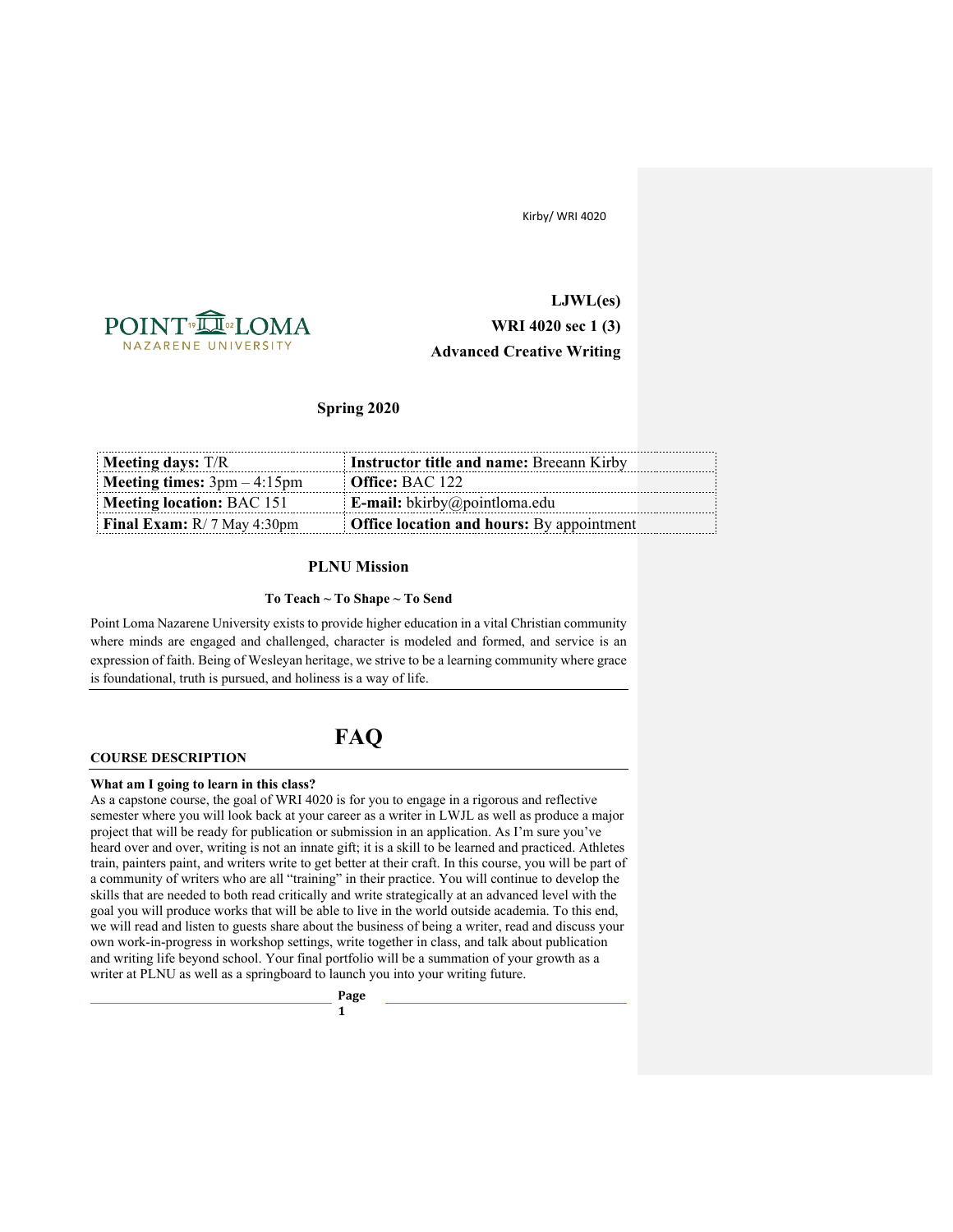**LJWL(es)**
**WRI 4020 sec 1 (3)**
**Advanced Creative Writing**

**Spring 2020**

| **Meeting days:** T/R | **Instructor title and name:** Breeann Kirby |
|---|---|
| **Meeting times:** 3pm – 4:15pm | **Office:** BAC 122 |
| **Meeting location:** BAC 151 | **E-mail:** bkirby@pointloma.edu |
| **Final Exam:** R/ 7 May 4:30pm | **Office location and hours:** By appointment |

## PLNU Mission

### To Teach ~ To Shape ~ To Send

Point Loma Nazarene University exists to provide higher education in a vital Christian community where minds are engaged and challenged, character is modeled and formed, and service is an expression of faith. Being of Wesleyan heritage, we strive to be a learning community where grace is foundational, truth is pursued, and holiness is a way of life.

# FAQ

## COURSE DESCRIPTION

**What am I going to learn in this class?**
As a capstone course, the goal of WRI 4020 is for you to engage in a rigorous and reflective semester where you will look back at your career as a writer in LWJL as well as produce a major project that will be ready for publication or submission in an application. As I'm sure you've heard over and over, writing is not an innate gift; it is a skill to be learned and practiced. Athletes train, painters paint, and writers write to get better at their craft. In this course, you will be part of a community of writers who are all "training" in their practice. You will continue to develop the skills that are needed to both read critically and write strategically at an advanced level with the goal you will produce works that will be able to live in the world outside academia. To this end, we will read and listen to guests share about the business of being a writer, read and discuss your own work-in-progress in workshop settings, write together in class, and talk about publication and writing life beyond school. Your final portfolio will be a summation of your growth as a writer at PLNU as well as a springboard to launch you into your writing future.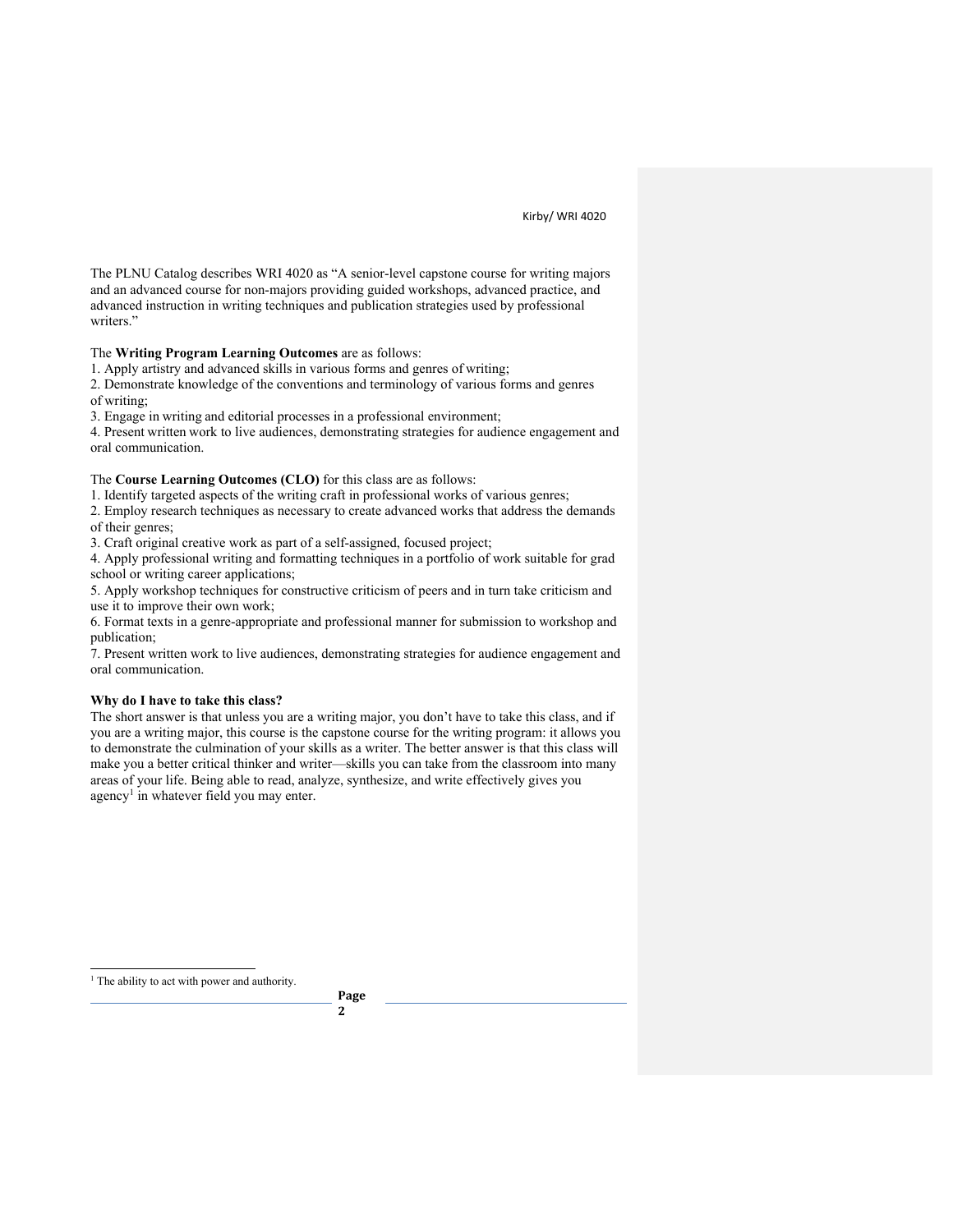The PLNU Catalog describes WRI 4020 as "A senior-level capstone course for writing majors and an advanced course for non-majors providing guided workshops, advanced practice, and advanced instruction in writing techniques and publication strategies used by professional writers."

The **Writing Program Learning Outcomes** are as follows:

1. Apply artistry and advanced skills in various forms and genres of writing;
2. Demonstrate knowledge of the conventions and terminology of various forms and genres of writing;
3. Engage in writing and editorial processes in a professional environment;
4. Present written work to live audiences, demonstrating strategies for audience engagement and oral communication.

The **Course Learning Outcomes (CLO)** for this class are as follows:

1. Identify targeted aspects of the writing craft in professional works of various genres;
2. Employ research techniques as necessary to create advanced works that address the demands of their genres;
3. Craft original creative work as part of a self-assigned, focused project;
4. Apply professional writing and formatting techniques in a portfolio of work suitable for grad school or writing career applications;
5. Apply workshop techniques for constructive criticism of peers and in turn take criticism and use it to improve their own work;
6. Format texts in a genre-appropriate and professional manner for submission to workshop and publication;
7. Present written work to live audiences, demonstrating strategies for audience engagement and oral communication.

**Why do I have to take this class?**

The short answer is that unless you are a writing major, you don't have to take this class, and if you are a writing major, this course is the capstone course for the writing program: it allows you to demonstrate the culmination of your skills as a writer. The better answer is that this class will make you a better critical thinker and writer—skills you can take from the classroom into many areas of your life. Being able to read, analyze, synthesize, and write effectively gives you agency[1] in whatever field you may enter.

[1] The ability to act with power and authority.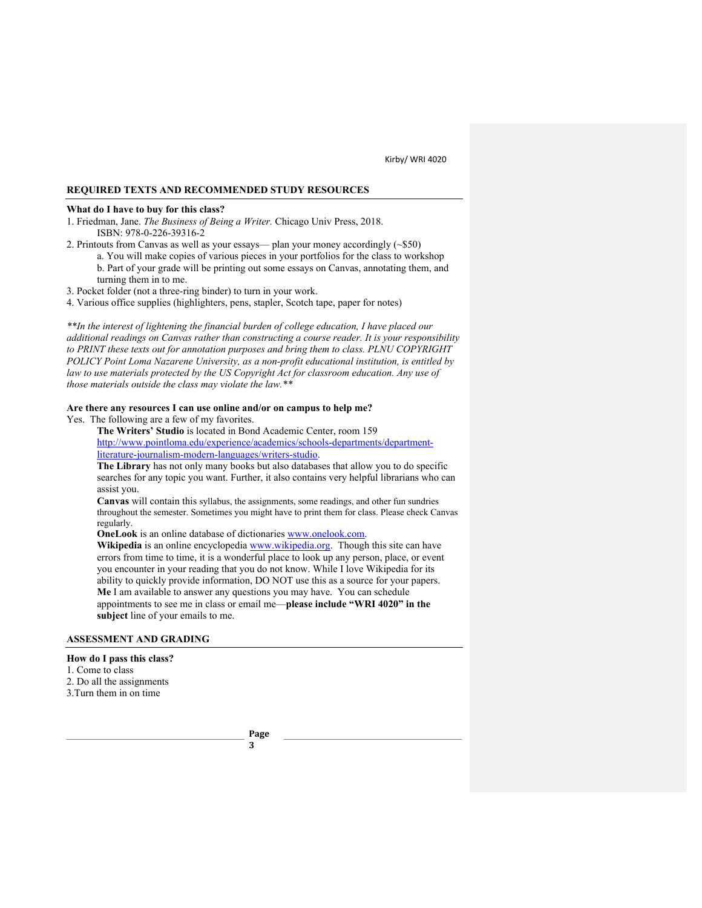## REQUIRED TEXTS AND RECOMMENDED STUDY RESOURCES

**What do I have to buy for this class?**

1. Friedman, Jane. *The Business of Being a Writer.* Chicago Univ Press, 2018.
   ISBN: 978-0-226-39316-2
2. Printouts from Canvas as well as your essays— plan your money accordingly (~$50)
   a. You will make copies of various pieces in your portfolios for the class to workshop
   b. Part of your grade will be printing out some essays on Canvas, annotating them, and turning them in to me.
3. Pocket folder (not a three-ring binder) to turn in your work.
4. Various office supplies (highlighters, pens, stapler, Scotch tape, paper for notes)

***\*In the interest of lightening the financial burden of college education, I have placed our additional readings on Canvas rather than constructing a course reader. It is your responsibility to PRINT these texts out for annotation purposes and bring them to class. PLNU COPYRIGHT POLICY Point Loma Nazarene University, as a non-profit educational institution, is entitled by law to use materials protected by the US Copyright Act for classroom education. Any use of those materials outside the class may violate the law.\*\****

**Are there any resources I can use online and/or on campus to help me?**

Yes. The following are a few of my favorites.

**The Writers' Studio** is located in Bond Academic Center, room 159 [http://www.pointloma.edu/experience/academics/schools-departments/department-literature-journalism-modern-languages/writers-studio](http://www.pointloma.edu/experience/academics/schools-departments/department-literature-journalism-modern-languages/writers-studio).

**The Library** has not only many books but also databases that allow you to do specific searches for any topic you want. Further, it also contains very helpful librarians who can assist you.

**Canvas** will contain this syllabus, the assignments, some readings, and other fun sundries throughout the semester. Sometimes you might have to print them for class. Please check Canvas regularly.

**OneLook** is an online database of dictionaries [www.onelook.com](http://www.onelook.com).

**Wikipedia** is an online encyclopedia [www.wikipedia.org](http://www.wikipedia.org). Though this site can have errors from time to time, it is a wonderful place to look up any person, place, or event you encounter in your reading that you do not know. While I love Wikipedia for its ability to quickly provide information, DO NOT use this as a source for your papers.

**Me** I am available to answer any questions you may have. You can schedule appointments to see me in class or email me—**please include "WRI 4020" in the subject** line of your emails to me.

## ASSESSMENT AND GRADING

**How do I pass this class?**

1. Come to class
2. Do all the assignments
3. Turn them in on time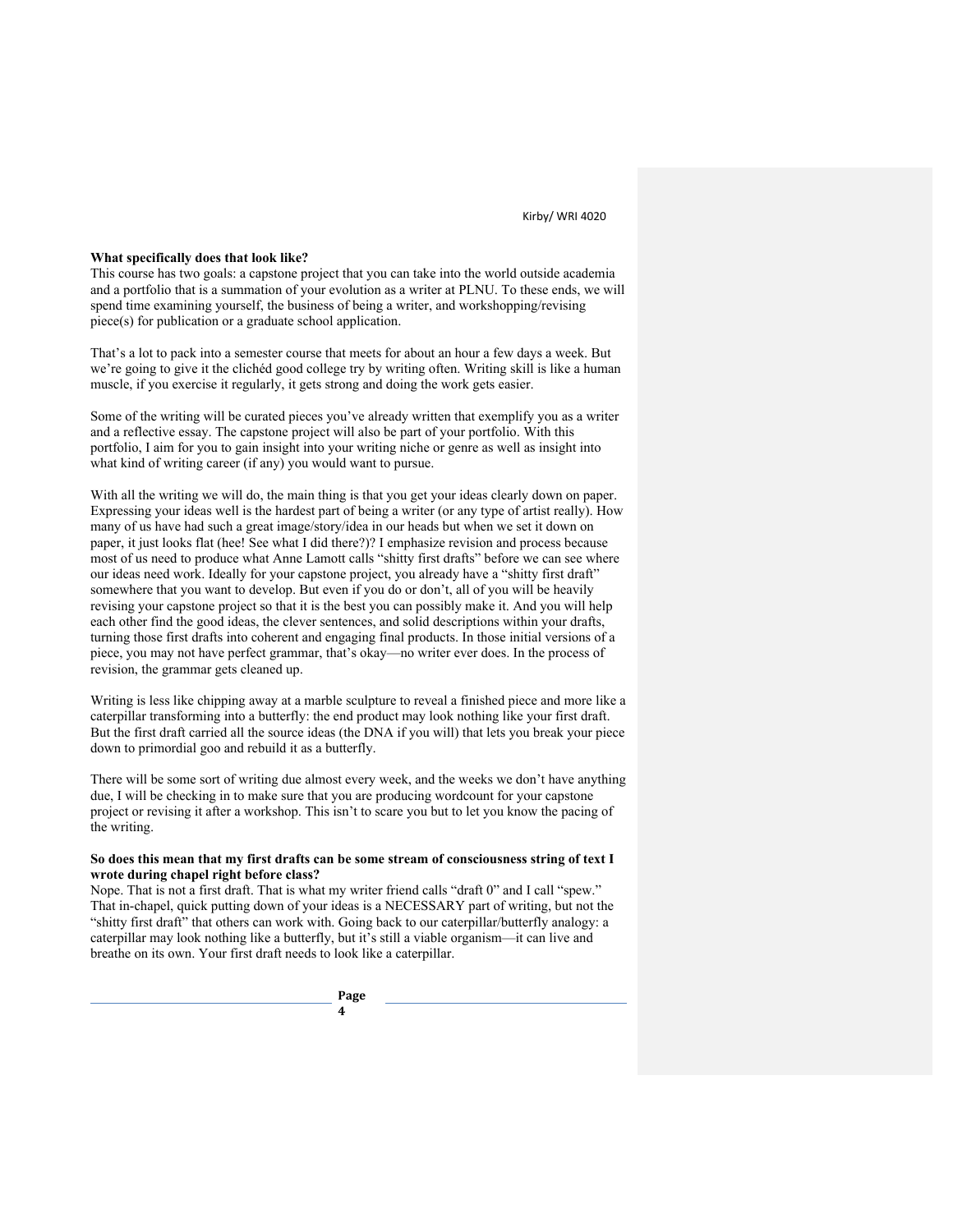**What specifically does that look like?**

This course has two goals: a capstone project that you can take into the world outside academia and a portfolio that is a summation of your evolution as a writer at PLNU. To these ends, we will spend time examining yourself, the business of being a writer, and workshopping/revising piece(s) for publication or a graduate school application.

That's a lot to pack into a semester course that meets for about an hour a few days a week. But we're going to give it the clichéd good college try by writing often. Writing skill is like a human muscle, if you exercise it regularly, it gets strong and doing the work gets easier.

Some of the writing will be curated pieces you've already written that exemplify you as a writer and a reflective essay. The capstone project will also be part of your portfolio. With this portfolio, I aim for you to gain insight into your writing niche or genre as well as insight into what kind of writing career (if any) you would want to pursue.

With all the writing we will do, the main thing is that you get your ideas clearly down on paper. Expressing your ideas well is the hardest part of being a writer (or any type of artist really). How many of us have had such a great image/story/idea in our heads but when we set it down on paper, it just looks flat (hee! See what I did there?)? I emphasize revision and process because most of us need to produce what Anne Lamott calls "shitty first drafts" before we can see where our ideas need work. Ideally for your capstone project, you already have a "shitty first draft" somewhere that you want to develop. But even if you do or don't, all of you will be heavily revising your capstone project so that it is the best you can possibly make it. And you will help each other find the good ideas, the clever sentences, and solid descriptions within your drafts, turning those first drafts into coherent and engaging final products. In those initial versions of a piece, you may not have perfect grammar, that's okay—no writer ever does. In the process of revision, the grammar gets cleaned up.

Writing is less like chipping away at a marble sculpture to reveal a finished piece and more like a caterpillar transforming into a butterfly: the end product may look nothing like your first draft. But the first draft carried all the source ideas (the DNA if you will) that lets you break your piece down to primordial goo and rebuild it as a butterfly.

There will be some sort of writing due almost every week, and the weeks we don't have anything due, I will be checking in to make sure that you are producing wordcount for your capstone project or revising it after a workshop. This isn't to scare you but to let you know the pacing of the writing.

**So does this mean that my first drafts can be some stream of consciousness string of text I wrote during chapel right before class?**

Nope. That is not a first draft. That is what my writer friend calls "draft 0" and I call "spew." That in-chapel, quick putting down of your ideas is a NECESSARY part of writing, but not the "shitty first draft" that others can work with. Going back to our caterpillar/butterfly analogy: a caterpillar may look nothing like a butterfly, but it's still a viable organism—it can live and breathe on its own. Your first draft needs to look like a caterpillar.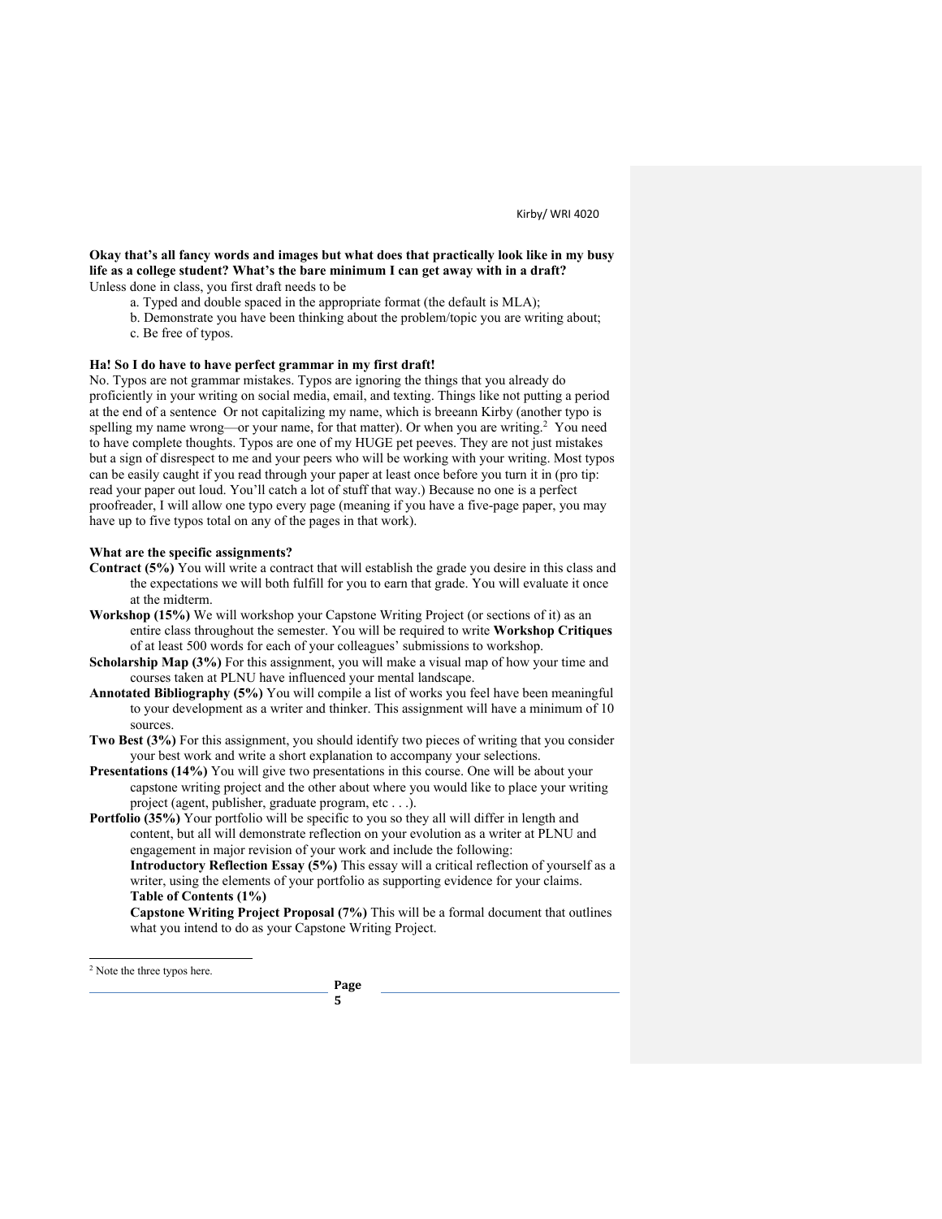**Okay that's all fancy words and images but what does that practically look like in my busy life as a college student? What's the bare minimum I can get away with in a draft?**

Unless done in class, you first draft needs to be

a. Typed and double spaced in the appropriate format (the default is MLA);
b. Demonstrate you have been thinking about the problem/topic you are writing about;
c. Be free of typos.

**Ha! So I do have to have perfect grammar in my first draft!**

No. Typos are not grammar mistakes. Typos are ignoring the things that you already do proficiently in your writing on social media, email, and texting. Things like not putting a period at the end of a sentence  Or not capitalizing my name, which is breeann Kirby (another typo is spelling my name wrong—or your name, for that matter). Or when you are writing.[2]  You need to have complete thoughts. Typos are one of my HUGE pet peeves. They are not just mistakes but a sign of disrespect to me and your peers who will be working with your writing. Most typos can be easily caught if you read through your paper at least once before you turn it in (pro tip: read your paper out loud. You'll catch a lot of stuff that way.) Because no one is a perfect proofreader, I will allow one typo every page (meaning if you have a five-page paper, you may have up to five typos total on any of the pages in that work).

**What are the specific assignments?**

**Contract (5%)** You will write a contract that will establish the grade you desire in this class and the expectations we will both fulfill for you to earn that grade. You will evaluate it once at the midterm.

**Workshop (15%)** We will workshop your Capstone Writing Project (or sections of it) as an entire class throughout the semester. You will be required to write **Workshop Critiques** of at least 500 words for each of your colleagues' submissions to workshop.

**Scholarship Map (3%)** For this assignment, you will make a visual map of how your time and courses taken at PLNU have influenced your mental landscape.

**Annotated Bibliography (5%)** You will compile a list of works you feel have been meaningful to your development as a writer and thinker. This assignment will have a minimum of 10 sources.

**Two Best (3%)** For this assignment, you should identify two pieces of writing that you consider your best work and write a short explanation to accompany your selections.

**Presentations (14%)** You will give two presentations in this course. One will be about your capstone writing project and the other about where you would like to place your writing project (agent, publisher, graduate program, etc . . .).

**Portfolio (35%)** Your portfolio will be specific to you so they all will differ in length and content, but all will demonstrate reflection on your evolution as a writer at PLNU and engagement in major revision of your work and include the following:

**Introductory Reflection Essay (5%)** This essay will a critical reflection of yourself as a writer, using the elements of your portfolio as supporting evidence for your claims.

**Table of Contents (1%)**

**Capstone Writing Project Proposal (7%)** This will be a formal document that outlines what you intend to do as your Capstone Writing Project.

[2] Note the three typos here.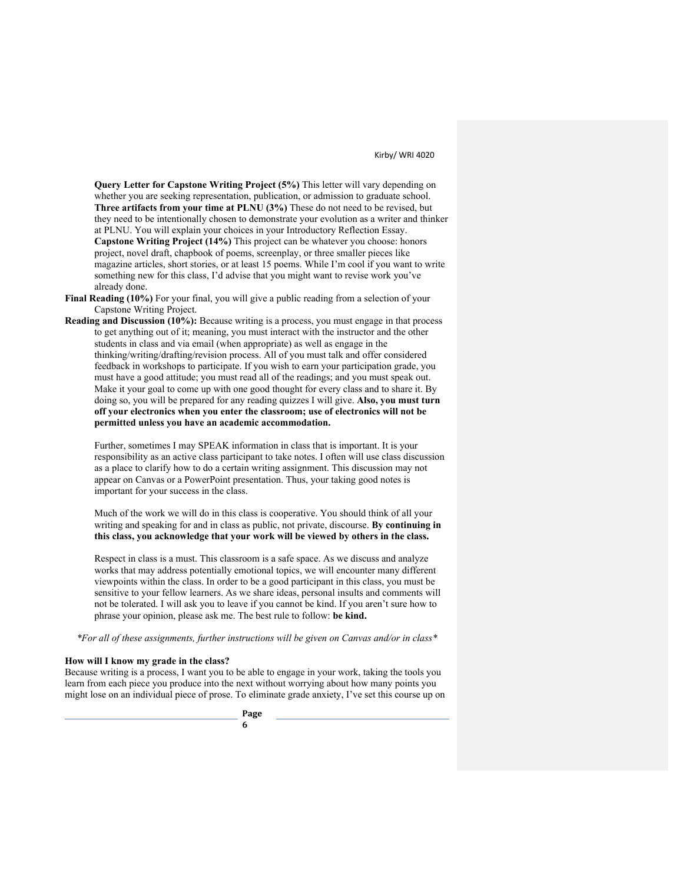**Query Letter for Capstone Writing Project (5%)** This letter will vary depending on whether you are seeking representation, publication, or admission to graduate school.

**Three artifacts from your time at PLNU (3%)** These do not need to be revised, but they need to be intentionally chosen to demonstrate your evolution as a writer and thinker at PLNU. You will explain your choices in your Introductory Reflection Essay.

**Capstone Writing Project (14%)** This project can be whatever you choose: honors project, novel draft, chapbook of poems, screenplay, or three smaller pieces like magazine articles, short stories, or at least 15 poems. While I'm cool if you want to write something new for this class, I'd advise that you might want to revise work you've already done.

**Final Reading (10%)** For your final, you will give a public reading from a selection of your Capstone Writing Project.

**Reading and Discussion (10%):** Because writing is a process, you must engage in that process to get anything out of it; meaning, you must interact with the instructor and the other students in class and via email (when appropriate) as well as engage in the thinking/writing/drafting/revision process. All of you must talk and offer considered feedback in workshops to participate. If you wish to earn your participation grade, you must have a good attitude; you must read all of the readings; and you must speak out. Make it your goal to come up with one good thought for every class and to share it. By doing so, you will be prepared for any reading quizzes I will give. **Also, you must turn off your electronics when you enter the classroom; use of electronics will not be permitted unless you have an academic accommodation.**

Further, sometimes I may SPEAK information in class that is important. It is your responsibility as an active class participant to take notes. I often will use class discussion as a place to clarify how to do a certain writing assignment. This discussion may not appear on Canvas or a PowerPoint presentation. Thus, your taking good notes is important for your success in the class.

Much of the work we will do in this class is cooperative. You should think of all your writing and speaking for and in class as public, not private, discourse. **By continuing in this class, you acknowledge that your work will be viewed by others in the class.**

Respect in class is a must. This classroom is a safe space. As we discuss and analyze works that may address potentially emotional topics, we will encounter many different viewpoints within the class. In order to be a good participant in this class, you must be sensitive to your fellow learners. As we share ideas, personal insults and comments will not be tolerated. I will ask you to leave if you cannot be kind. If you aren't sure how to phrase your opinion, please ask me. The best rule to follow: **be kind.**

*\*For all of these assignments, further instructions will be given on Canvas and/or in class\**

**How will I know my grade in the class?**

Because writing is a process, I want you to be able to engage in your work, taking the tools you learn from each piece you produce into the next without worrying about how many points you might lose on an individual piece of prose. To eliminate grade anxiety, I've set this course up on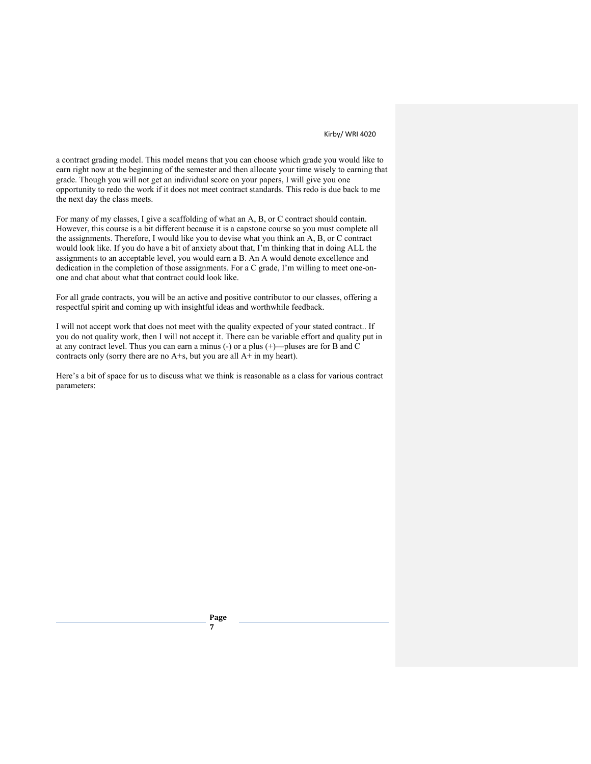a contract grading model. This model means that you can choose which grade you would like to earn right now at the beginning of the semester and then allocate your time wisely to earning that grade. Though you will not get an individual score on your papers, I will give you one opportunity to redo the work if it does not meet contract standards. This redo is due back to me the next day the class meets.

For many of my classes, I give a scaffolding of what an A, B, or C contract should contain. However, this course is a bit different because it is a capstone course so you must complete all the assignments. Therefore, I would like you to devise what you think an A, B, or C contract would look like. If you do have a bit of anxiety about that, I'm thinking that in doing ALL the assignments to an acceptable level, you would earn a B. An A would denote excellence and dedication in the completion of those assignments. For a C grade, I'm willing to meet one-on-one and chat about what that contract could look like.

For all grade contracts, you will be an active and positive contributor to our classes, offering a respectful spirit and coming up with insightful ideas and worthwhile feedback.

I will not accept work that does not meet with the quality expected of your stated contract.. If you do not quality work, then I will not accept it. There can be variable effort and quality put in at any contract level. Thus you can earn a minus (-) or a plus (+)—pluses are for B and C contracts only (sorry there are no A+s, but you are all A+ in my heart).

Here's a bit of space for us to discuss what we think is reasonable as a class for various contract parameters: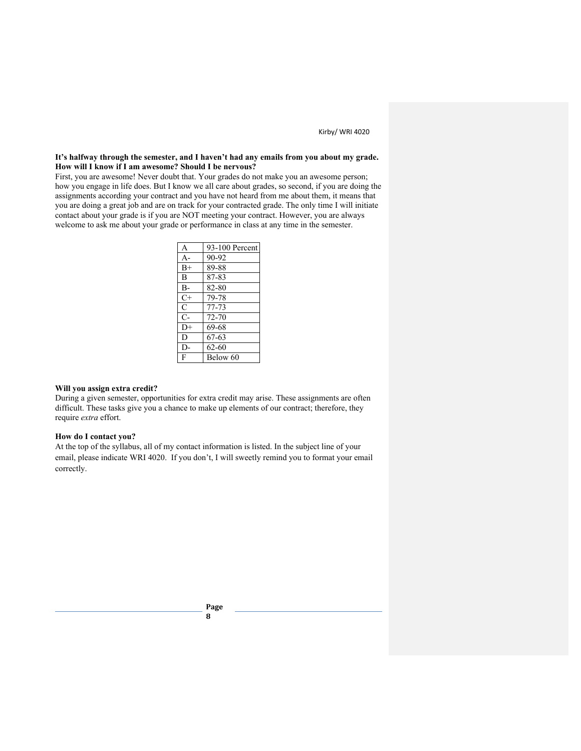**It's halfway through the semester, and I haven't had any emails from you about my grade. How will I know if I am awesome? Should I be nervous?**

First, you are awesome! Never doubt that. Your grades do not make you an awesome person; how you engage in life does. But I know we all care about grades, so second, if you are doing the assignments according your contract and you have not heard from me about them, it means that you are doing a great job and are on track for your contracted grade. The only time I will initiate contact about your grade is if you are NOT meeting your contract. However, you are always welcome to ask me about your grade or performance in class at any time in the semester.

| A | 93-100 Percent |
|---|---|
| A- | 90-92 |
| B+ | 89-88 |
| B | 87-83 |
| B- | 82-80 |
| C+ | 79-78 |
| C | 77-73 |
| C- | 72-70 |
| D+ | 69-68 |
| D | 67-63 |
| D- | 62-60 |
| F | Below 60 |

**Will you assign extra credit?**

During a given semester, opportunities for extra credit may arise. These assignments are often difficult. These tasks give you a chance to make up elements of our contract; therefore, they require *extra* effort.

**How do I contact you?**

At the top of the syllabus, all of my contact information is listed. In the subject line of your email, please indicate WRI 4020. If you don't, I will sweetly remind you to format your email correctly.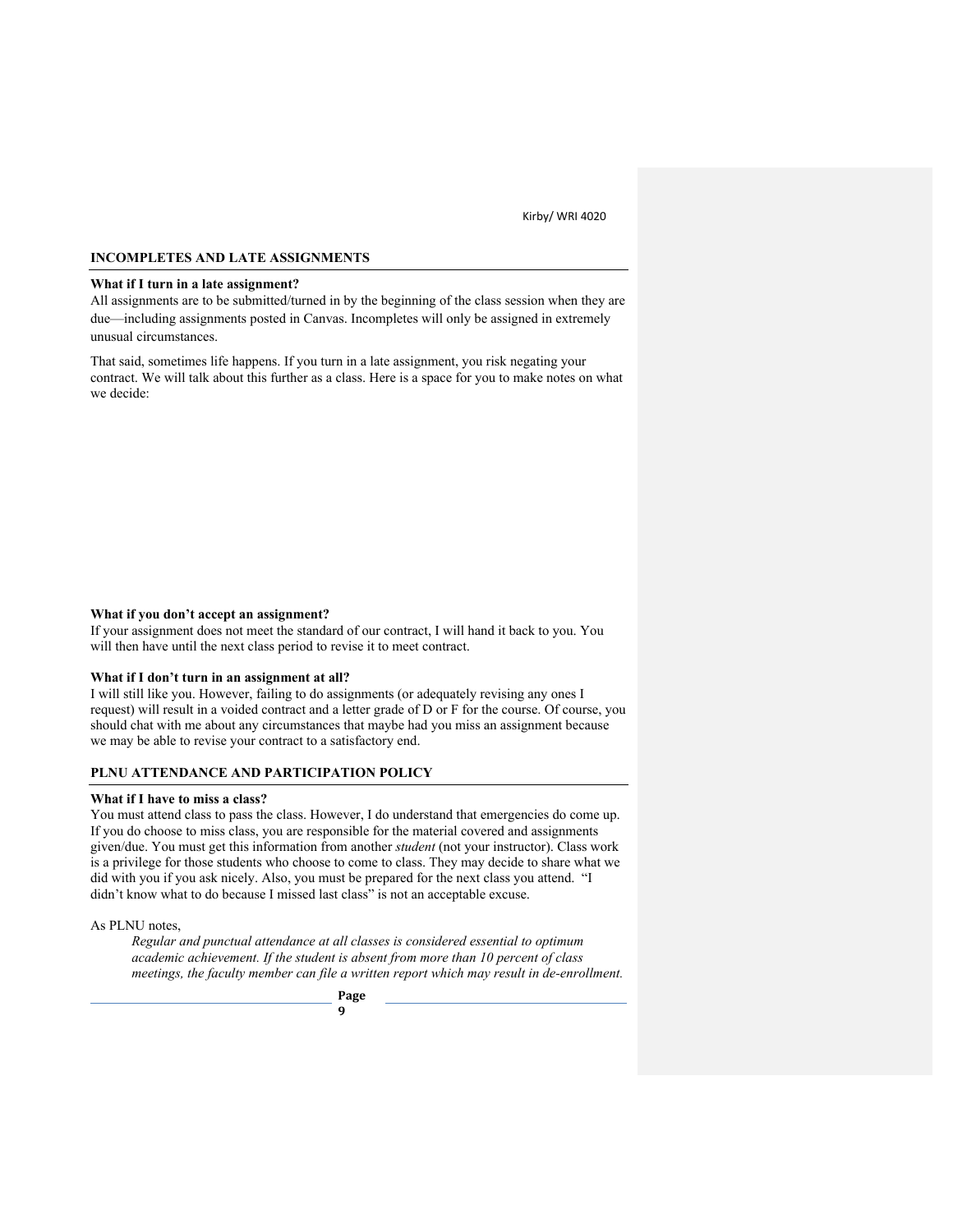## INCOMPLETES AND LATE ASSIGNMENTS

**What if I turn in a late assignment?**

All assignments are to be submitted/turned in by the beginning of the class session when they are due—including assignments posted in Canvas. Incompletes will only be assigned in extremely unusual circumstances.

That said, sometimes life happens. If you turn in a late assignment, you risk negating your contract. We will talk about this further as a class. Here is a space for you to make notes on what we decide:

**What if you don't accept an assignment?**

If your assignment does not meet the standard of our contract, I will hand it back to you. You will then have until the next class period to revise it to meet contract.

**What if I don't turn in an assignment at all?**

I will still like you. However, failing to do assignments (or adequately revising any ones I request) will result in a voided contract and a letter grade of D or F for the course. Of course, you should chat with me about any circumstances that maybe had you miss an assignment because we may be able to revise your contract to a satisfactory end.

## PLNU ATTENDANCE AND PARTICIPATION POLICY

**What if I have to miss a class?**

You must attend class to pass the class. However, I do understand that emergencies do come up. If you do choose to miss class, you are responsible for the material covered and assignments given/due. You must get this information from another *student* (not your instructor). Class work is a privilege for those students who choose to come to class. They may decide to share what we did with you if you ask nicely. Also, you must be prepared for the next class you attend. "I didn't know what to do because I missed last class" is not an acceptable excuse.

As PLNU notes,

> *Regular and punctual attendance at all classes is considered essential to optimum academic achievement. If the student is absent from more than 10 percent of class meetings, the faculty member can file a written report which may result in de-enrollment.*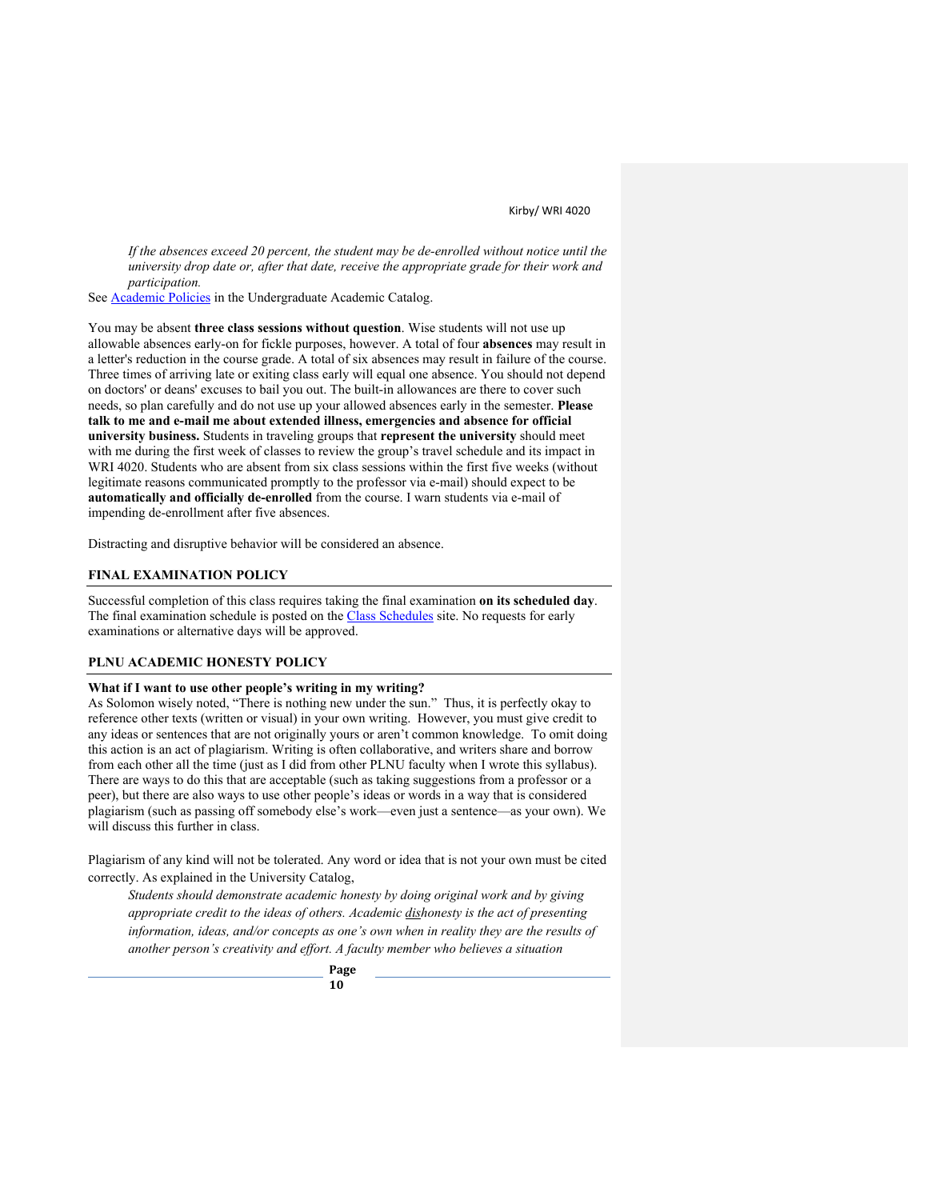*If the absences exceed 20 percent, the student may be de-enrolled without notice until the university drop date or, after that date, receive the appropriate grade for their work and participation.*

See [Academic Policies](#) in the Undergraduate Academic Catalog.

You may be absent **three class sessions without question**. Wise students will not use up allowable absences early-on for fickle purposes, however. A total of four **absences** may result in a letter's reduction in the course grade. A total of six absences may result in failure of the course. Three times of arriving late or exiting class early will equal one absence. You should not depend on doctors' or deans' excuses to bail you out. The built-in allowances are there to cover such needs, so plan carefully and do not use up your allowed absences early in the semester. **Please talk to me and e-mail me about extended illness, emergencies and absence for official university business.** Students in traveling groups that **represent the university** should meet with me during the first week of classes to review the group's travel schedule and its impact in WRI 4020. Students who are absent from six class sessions within the first five weeks (without legitimate reasons communicated promptly to the professor via e-mail) should expect to be **automatically and officially de-enrolled** from the course. I warn students via e-mail of impending de-enrollment after five absences.

Distracting and disruptive behavior will be considered an absence.

## FINAL EXAMINATION POLICY

Successful completion of this class requires taking the final examination **on its scheduled day**. The final examination schedule is posted on the [Class Schedules](#) site. No requests for early examinations or alternative days will be approved.

## PLNU ACADEMIC HONESTY POLICY

**What if I want to use other people's writing in my writing?**

As Solomon wisely noted, "There is nothing new under the sun." Thus, it is perfectly okay to reference other texts (written or visual) in your own writing. However, you must give credit to any ideas or sentences that are not originally yours or aren't common knowledge. To omit doing this action is an act of plagiarism. Writing is often collaborative, and writers share and borrow from each other all the time (just as I did from other PLNU faculty when I wrote this syllabus). There are ways to do this that are acceptable (such as taking suggestions from a professor or a peer), but there are also ways to use other people's ideas or words in a way that is considered plagiarism (such as passing off somebody else's work—even just a sentence—as your own). We will discuss this further in class.

Plagiarism of any kind will not be tolerated. Any word or idea that is not your own must be cited correctly. As explained in the University Catalog,

*Students should demonstrate academic honesty by doing original work and by giving appropriate credit to the ideas of others. Academic dishonesty is the act of presenting information, ideas, and/or concepts as one's own when in reality they are the results of another person's creativity and effort. A faculty member who believes a situation*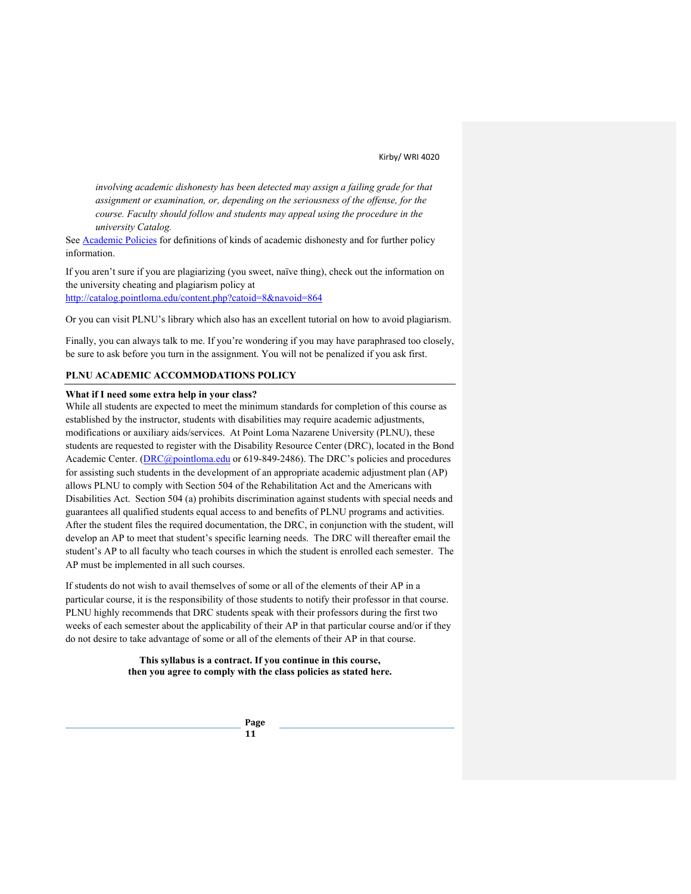> *involving academic dishonesty has been detected may assign a failing grade for that assignment or examination, or, depending on the seriousness of the offense, for the course. Faculty should follow and students may appeal using the procedure in the university Catalog.*

See [Academic Policies](http://catalog.pointloma.edu/content.php?catoid=8&navoid=864) for definitions of kinds of academic dishonesty and for further policy information.

If you aren't sure if you are plagiarizing (you sweet, naïve thing), check out the information on the university cheating and plagiarism policy at
http://catalog.pointloma.edu/content.php?catoid=8&navoid=864

Or you can visit PLNU's library which also has an excellent tutorial on how to avoid plagiarism.

Finally, you can always talk to me. If you're wondering if you may have paraphrased too closely, be sure to ask before you turn in the assignment. You will not be penalized if you ask first.

## PLNU ACADEMIC ACCOMMODATIONS POLICY

**What if I need some extra help in your class?**

While all students are expected to meet the minimum standards for completion of this course as established by the instructor, students with disabilities may require academic adjustments, modifications or auxiliary aids/services. At Point Loma Nazarene University (PLNU), these students are requested to register with the Disability Resource Center (DRC), located in the Bond Academic Center. (DRC@pointloma.edu or 619-849-2486). The DRC's policies and procedures for assisting such students in the development of an appropriate academic adjustment plan (AP) allows PLNU to comply with Section 504 of the Rehabilitation Act and the Americans with Disabilities Act. Section 504 (a) prohibits discrimination against students with special needs and guarantees all qualified students equal access to and benefits of PLNU programs and activities. After the student files the required documentation, the DRC, in conjunction with the student, will develop an AP to meet that student's specific learning needs. The DRC will thereafter email the student's AP to all faculty who teach courses in which the student is enrolled each semester. The AP must be implemented in all such courses.

If students do not wish to avail themselves of some or all of the elements of their AP in a particular course, it is the responsibility of those students to notify their professor in that course. PLNU highly recommends that DRC students speak with their professors during the first two weeks of each semester about the applicability of their AP in that particular course and/or if they do not desire to take advantage of some or all of the elements of their AP in that course.

**This syllabus is a contract. If you continue in this course, then you agree to comply with the class policies as stated here.**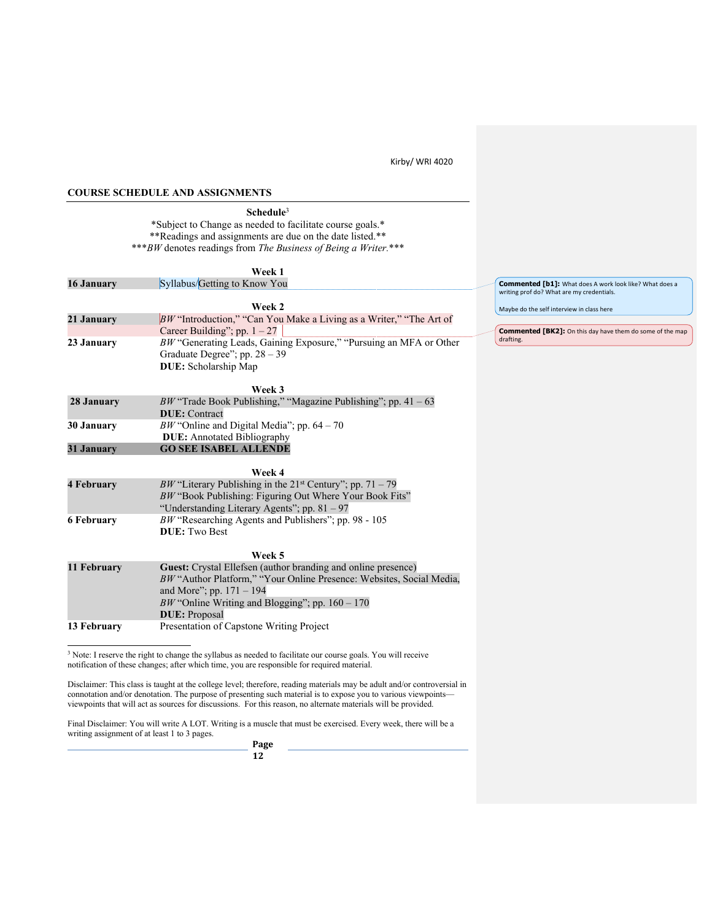## COURSE SCHEDULE AND ASSIGNMENTS

**Schedule**[3]

*Subject to Change as needed to facilitate course goals.*
**Readings and assignments are due on the date listed.**
****BW* denotes readings from *The Business of Being a Writer.****

| | Week 1 |
|---|---|
| **16 January** | Syllabus/Getting to Know You |
| | **Week 2** |
| **21 January** | *BW* "Introduction," "Can You Make a Living as a Writer," "The Art of Career Building"; pp. 1 – 27 |
| **23 January** | *BW* "Generating Leads, Gaining Exposure," "Pursuing an MFA or Other Graduate Degree"; pp. 28 – 39<br>**DUE:** Scholarship Map |
| | **Week 3** |
| **28 January** | *BW* "Trade Book Publishing," "Magazine Publishing"; pp. 41 – 63<br>**DUE:** Contract |
| **30 January** | *BW* "Online and Digital Media"; pp. 64 – 70<br>**DUE:** Annotated Bibliography |
| **31 January** | **GO SEE ISABEL ALLENDE** |
| | **Week 4** |
| **4 February** | *BW* "Literary Publishing in the 21st Century"; pp. 71 – 79<br>*BW* "Book Publishing: Figuring Out Where Your Book Fits" "Understanding Literary Agents"; pp. 81 – 97 |
| **6 February** | *BW* "Researching Agents and Publishers"; pp. 98 - 105<br>**DUE:** Two Best |
| | **Week 5** |
| **11 February** | **Guest:** Crystal Ellefsen (author branding and online presence)<br>*BW* "Author Platform," "Your Online Presence: Websites, Social Media, and More"; pp. 171 – 194<br>*BW* "Online Writing and Blogging"; pp. 160 – 170<br>**DUE:** Proposal |
| **13 February** | Presentation of Capstone Writing Project |

**Commented [b1]:** What does A work look like? What does a writing prof do? What are my credentials.

Maybe do the self interview in class here

**Commented [BK2]:** On this day have them do some of the map drafting.

---

[3] Note: I reserve the right to change the syllabus as needed to facilitate our course goals. You will receive notification of these changes; after which time, you are responsible for required material.

Disclaimer: This class is taught at the college level; therefore, reading materials may be adult and/or controversial in connotation and/or denotation. The purpose of presenting such material is to expose you to various viewpoints—viewpoints that will act as sources for discussions. For this reason, no alternate materials will be provided.

Final Disclaimer: You will write A LOT. Writing is a muscle that must be exercised. Every week, there will be a writing assignment of at least 1 to 3 pages.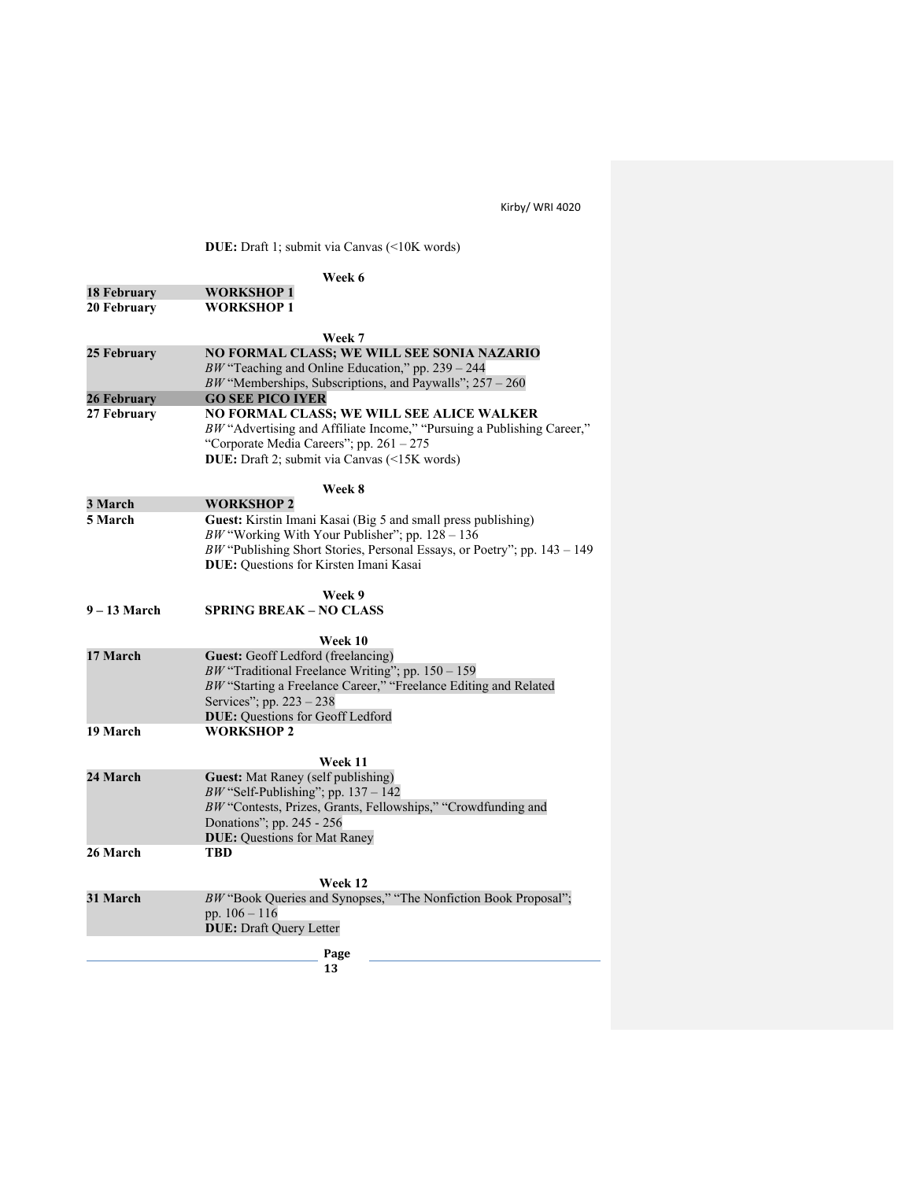**DUE:** Draft 1; submit via Canvas (<10K words)

**Week 6**

| | |
|---|---|
| **18 February** | **WORKSHOP 1** |
| **20 February** | **WORKSHOP 1** |

**Week 7**

| | |
|---|---|
| **25 February** | **NO FORMAL CLASS; WE WILL SEE SONIA NAZARIO**<br>*BW* "Teaching and Online Education," pp. 239 – 244<br>*BW* "Memberships, Subscriptions, and Paywalls"; 257 – 260 |
| **26 February** | **GO SEE PICO IYER** |
| **27 February** | **NO FORMAL CLASS; WE WILL SEE ALICE WALKER**<br>*BW* "Advertising and Affiliate Income," "Pursuing a Publishing Career," "Corporate Media Careers"; pp. 261 – 275<br>**DUE:** Draft 2; submit via Canvas (<15K words) |

**Week 8**

| | |
|---|---|
| **3 March** | **WORKSHOP 2** |
| **5 March** | **Guest:** Kirstin Imani Kasai (Big 5 and small press publishing)<br>*BW* "Working With Your Publisher"; pp. 128 – 136<br>*BW* "Publishing Short Stories, Personal Essays, or Poetry"; pp. 143 – 149<br>**DUE:** Questions for Kirsten Imani Kasai |

**Week 9**

| | |
|---|---|
| **9 – 13 March** | **SPRING BREAK – NO CLASS** |

**Week 10**

| | |
|---|---|
| **17 March** | **Guest:** Geoff Ledford (freelancing)<br>*BW* "Traditional Freelance Writing"; pp. 150 – 159<br>*BW* "Starting a Freelance Career," "Freelance Editing and Related Services"; pp. 223 – 238<br>**DUE:** Questions for Geoff Ledford |
| **19 March** | **WORKSHOP 2** |

**Week 11**

| | |
|---|---|
| **24 March** | **Guest:** Mat Raney (self publishing)<br>*BW* "Self-Publishing"; pp. 137 – 142<br>*BW* "Contests, Prizes, Grants, Fellowships," "Crowdfunding and Donations"; pp. 245 - 256<br>**DUE:** Questions for Mat Raney |
| **26 March** | **TBD** |

**Week 12**

| | |
|---|---|
| **31 March** | *BW* "Book Queries and Synopses," "The Nonfiction Book Proposal"; pp. 106 – 116<br>**DUE:** Draft Query Letter |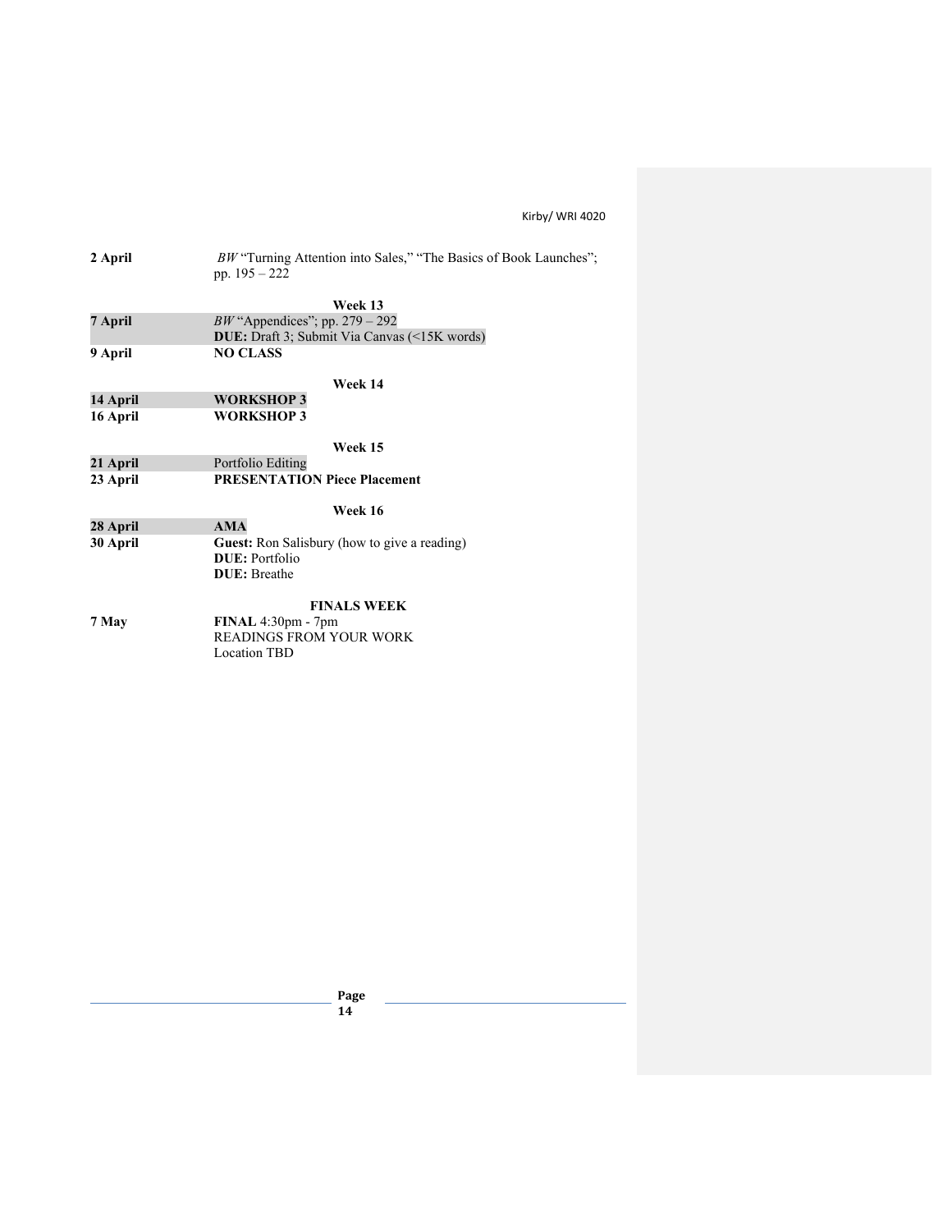| | |
|---|---|
| **2 April** | *BW* "Turning Attention into Sales," "The Basics of Book Launches"; pp. 195 – 222 |
| | **Week 13** |
| **7 April** | *BW* "Appendices"; pp. 279 – 292<br>**DUE:** Draft 3; Submit Via Canvas (<15K words) |
| **9 April** | **NO CLASS** |
| | **Week 14** |
| **14 April** | **WORKSHOP 3** |
| **16 April** | **WORKSHOP 3** |
| | **Week 15** |
| **21 April** | Portfolio Editing |
| **23 April** | **PRESENTATION Piece Placement** |
| | **Week 16** |
| **28 April** | **AMA** |
| **30 April** | **Guest:** Ron Salisbury (how to give a reading)<br>**DUE:** Portfolio<br>**DUE:** Breathe |
| | **FINALS WEEK** |
| **7 May** | **FINAL** 4:30pm - 7pm<br>READINGS FROM YOUR WORK<br>Location TBD |